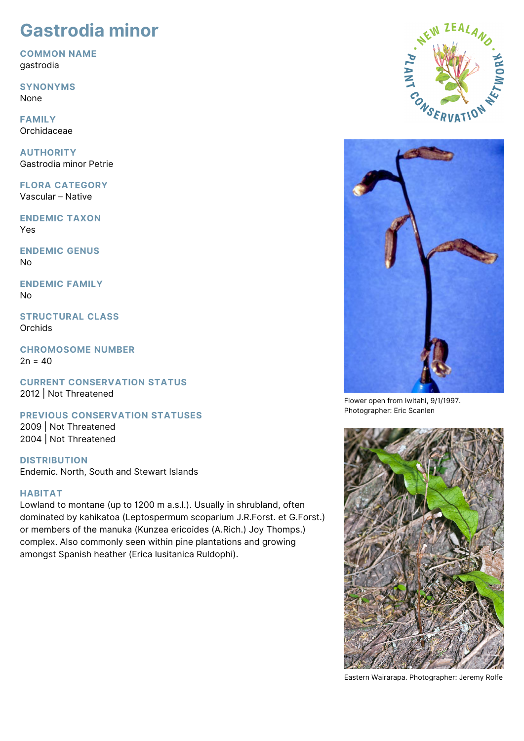# Gastrodia minor

## COMMON NAME
gastrodia

## SYNONYMS
None

## FAMILY
Orchidaceae

## AUTHORITY
Gastrodia minor Petrie

## FLORA CATEGORY
Vascular – Native

## ENDEMIC TAXON
Yes

## ENDEMIC GENUS
No

## ENDEMIC FAMILY
No

## STRUCTURAL CLASS
Orchids

## CHROMOSOME NUMBER
2n = 40

## CURRENT CONSERVATION STATUS
2012 | Not Threatened

## PREVIOUS CONSERVATION STATUSES
2009 | Not Threatened
2004 | Not Threatened

## DISTRIBUTION
Endemic. North, South and Stewart Islands

## HABITAT
Lowland to montane (up to 1200 m a.s.l.). Usually in shrubland, often dominated by kahikatoa (Leptospermum scoparium J.R.Forst. et G.Forst.) or members of the manuka (Kunzea ericoides (A.Rich.) Joy Thomps.) complex. Also commonly seen within pine plantations and growing amongst Spanish heather (Erica lusitanica Ruldophi).

Flower open from Iwitahi, 9/1/1997. Photographer: Eric Scanlen

Eastern Wairarapa. Photographer: Jeremy Rolfe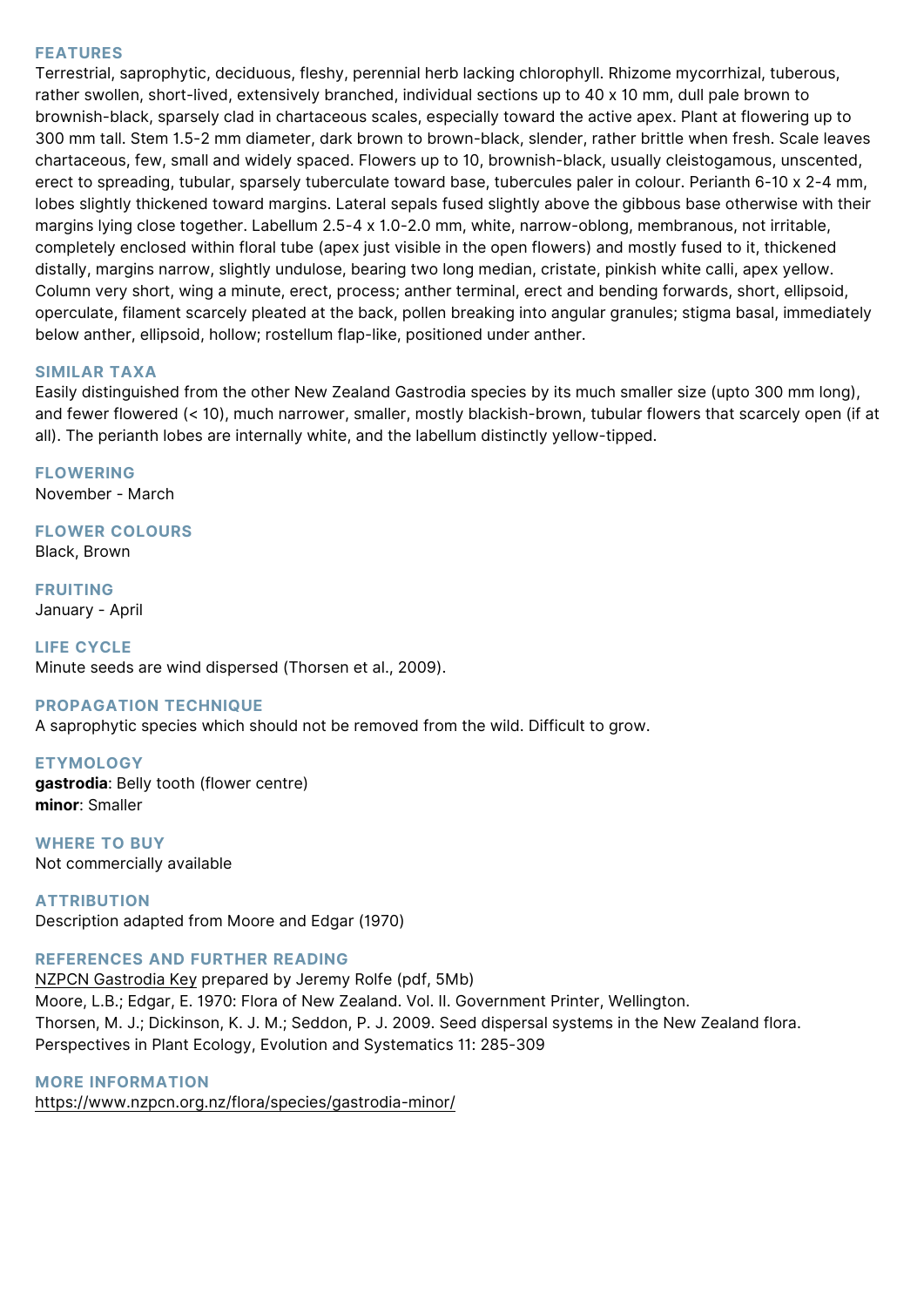## FEATURES

Terrestrial, saprophytic, deciduous, fleshy, perennial herb lacking chlorophyll. Rhizome mycorrhizal, tuberous, rather swollen, short-lived, extensively branched, individual sections up to 40 x 10 mm, dull pale brown to brownish-black, sparsely clad in chartaceous scales, especially toward the active apex. Plant at flowering up to 300 mm tall. Stem 1.5-2 mm diameter, dark brown to brown-black, slender, rather brittle when fresh. Scale leaves chartaceous, few, small and widely spaced. Flowers up to 10, brownish-black, usually cleistogamous, unscented, erect to spreading, tubular, sparsely tuberculate toward base, tubercules paler in colour. Perianth 6-10 x 2-4 mm, lobes slightly thickened toward margins. Lateral sepals fused slightly above the gibbous base otherwise with their margins lying close together. Labellum 2.5-4 x 1.0-2.0 mm, white, narrow-oblong, membranous, not irritable, completely enclosed within floral tube (apex just visible in the open flowers) and mostly fused to it, thickened distally, margins narrow, slightly undulose, bearing two long median, cristate, pinkish white calli, apex yellow. Column very short, wing a minute, erect, process; anther terminal, erect and bending forwards, short, ellipsoid, operculate, filament scarcely pleated at the back, pollen breaking into angular granules; stigma basal, immediately below anther, ellipsoid, hollow; rostellum flap-like, positioned under anther.

## SIMILAR TAXA

Easily distinguished from the other New Zealand Gastrodia species by its much smaller size (upto 300 mm long), and fewer flowered (< 10), much narrower, smaller, mostly blackish-brown, tubular flowers that scarcely open (if at all). The perianth lobes are internally white, and the labellum distinctly yellow-tipped.

## FLOWERING

November - March

## FLOWER COLOURS

Black, Brown

## FRUITING

January - April

## LIFE CYCLE

Minute seeds are wind dispersed (Thorsen et al., 2009).

## PROPAGATION TECHNIQUE

A saprophytic species which should not be removed from the wild. Difficult to grow.

## ETYMOLOGY

**gastrodia**: Belly tooth (flower centre)
**minor**: Smaller

## WHERE TO BUY

Not commercially available

## ATTRIBUTION

Description adapted from Moore and Edgar (1970)

## REFERENCES AND FURTHER READING

NZPCN Gastrodia Key prepared by Jeremy Rolfe (pdf, 5Mb)
Moore, L.B.; Edgar, E. 1970: Flora of New Zealand. Vol. II. Government Printer, Wellington.
Thorsen, M. J.; Dickinson, K. J. M.; Seddon, P. J. 2009. Seed dispersal systems in the New Zealand flora. Perspectives in Plant Ecology, Evolution and Systematics 11: 285-309

## MORE INFORMATION

https://www.nzpcn.org.nz/flora/species/gastrodia-minor/